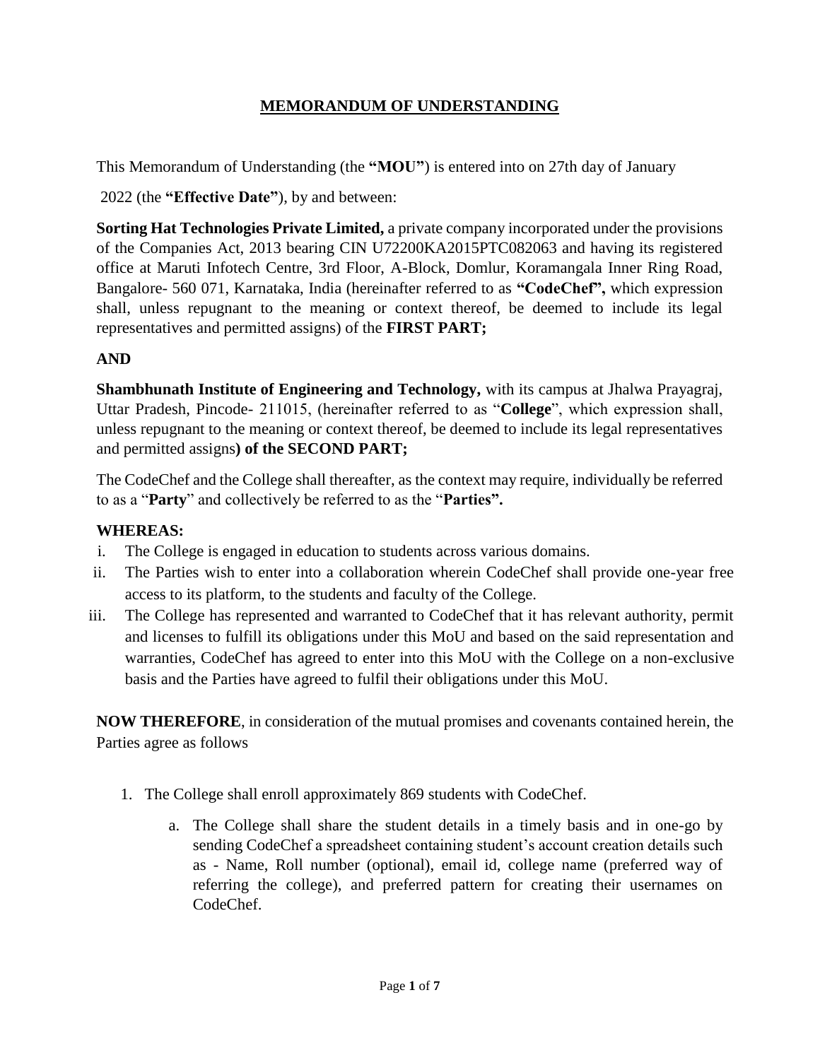# MEMORANDUM OF UNDERSTANDING

This Memorandum of Understanding (the **"MOU"**) is entered into on 27th day of January 2022 (the **"Effective Date"**), by and between:

**Sorting Hat Technologies Private Limited,** a private company incorporated under the provisions of the Companies Act, 2013 bearing CIN U72200KA2015PTC082063 and having its registered office at Maruti Infotech Centre, 3rd Floor, A-Block, Domlur, Koramangala Inner Ring Road, Bangalore- 560 071, Karnataka, India (hereinafter referred to as **"CodeChef",** which expression shall, unless repugnant to the meaning or context thereof, be deemed to include its legal representatives and permitted assigns) of the **FIRST PART;**

**AND**

**Shambhunath Institute of Engineering and Technology,** with its campus at Jhalwa Prayagraj, Uttar Pradesh, Pincode- 211015, (hereinafter referred to as "**College**", which expression shall, unless repugnant to the meaning or context thereof, be deemed to include its legal representatives and permitted assigns**) of the SECOND PART;**

The CodeChef and the College shall thereafter, as the context may require, individually be referred to as a "**Party**" and collectively be referred to as the "**Parties".**

**WHEREAS:**

i. The College is engaged in education to students across various domains.
ii. The Parties wish to enter into a collaboration wherein CodeChef shall provide one-year free access to its platform, to the students and faculty of the College.
iii. The College has represented and warranted to CodeChef that it has relevant authority, permit and licenses to fulfill its obligations under this MoU and based on the said representation and warranties, CodeChef has agreed to enter into this MoU with the College on a non-exclusive basis and the Parties have agreed to fulfil their obligations under this MoU.

**NOW THEREFORE**, in consideration of the mutual promises and covenants contained herein, the Parties agree as follows

1. The College shall enroll approximately 869 students with CodeChef.
    a. The College shall share the student details in a timely basis and in one-go by sending CodeChef a spreadsheet containing student's account creation details such as - Name, Roll number (optional), email id, college name (preferred way of referring the college), and preferred pattern for creating their usernames on CodeChef.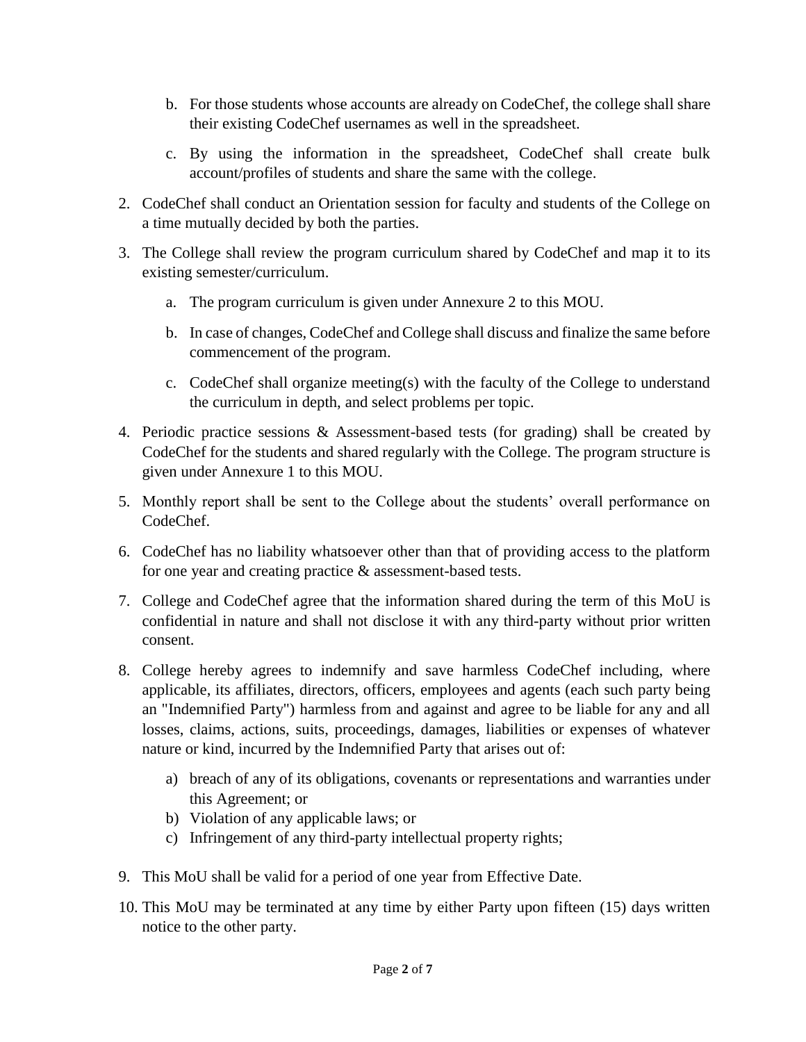b. For those students whose accounts are already on CodeChef, the college shall share their existing CodeChef usernames as well in the spreadsheet.

   c. By using the information in the spreadsheet, CodeChef shall create bulk account/profiles of students and share the same with the college.

2. CodeChef shall conduct an Orientation session for faculty and students of the College on a time mutually decided by both the parties.

3. The College shall review the program curriculum shared by CodeChef and map it to its existing semester/curriculum.

   a. The program curriculum is given under Annexure 2 to this MOU.

   b. In case of changes, CodeChef and College shall discuss and finalize the same before commencement of the program.

   c. CodeChef shall organize meeting(s) with the faculty of the College to understand the curriculum in depth, and select problems per topic.

4. Periodic practice sessions & Assessment-based tests (for grading) shall be created by CodeChef for the students and shared regularly with the College. The program structure is given under Annexure 1 to this MOU.

5. Monthly report shall be sent to the College about the students' overall performance on CodeChef.

6. CodeChef has no liability whatsoever other than that of providing access to the platform for one year and creating practice & assessment-based tests.

7. College and CodeChef agree that the information shared during the term of this MoU is confidential in nature and shall not disclose it with any third-party without prior written consent.

8. College hereby agrees to indemnify and save harmless CodeChef including, where applicable, its affiliates, directors, officers, employees and agents (each such party being an "Indemnified Party") harmless from and against and agree to be liable for any and all losses, claims, actions, suits, proceedings, damages, liabilities or expenses of whatever nature or kind, incurred by the Indemnified Party that arises out of:

   a) breach of any of its obligations, covenants or representations and warranties under this Agreement; or
   b) Violation of any applicable laws; or
   c) Infringement of any third-party intellectual property rights;

9. This MoU shall be valid for a period of one year from Effective Date.

10. This MoU may be terminated at any time by either Party upon fifteen (15) days written notice to the other party.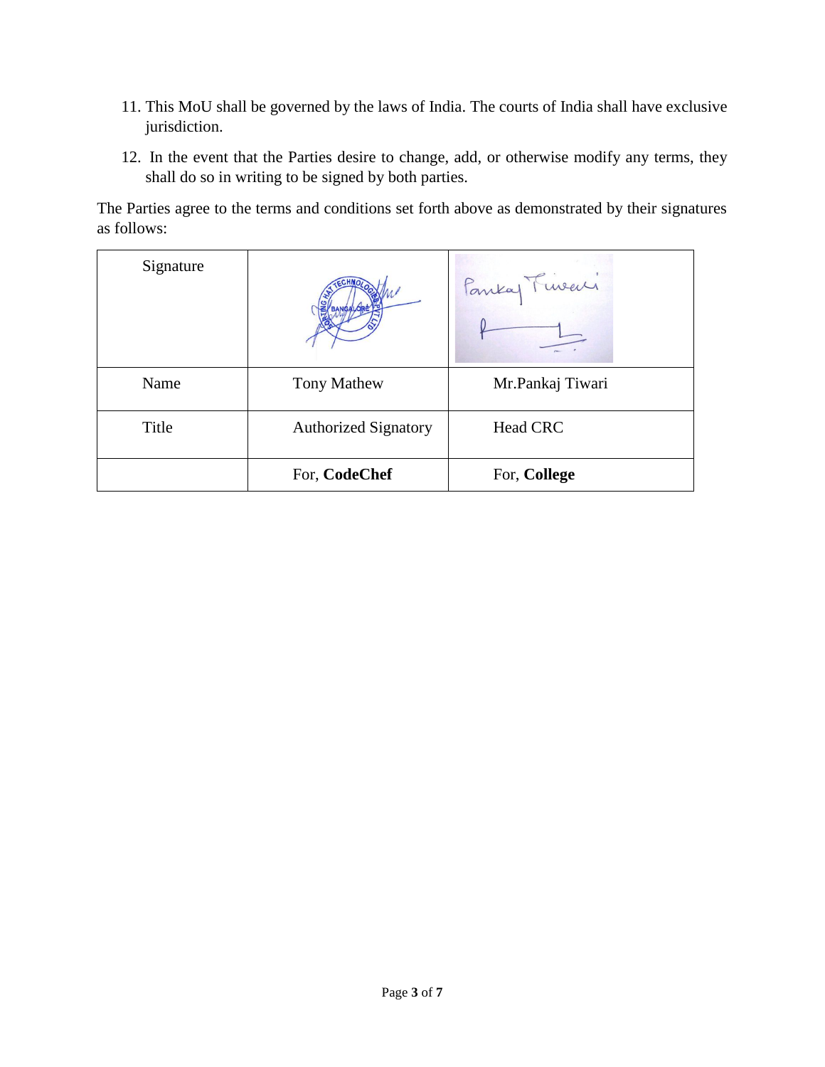11. This MoU shall be governed by the laws of India. The courts of India shall have exclusive jurisdiction.

12. In the event that the Parties desire to change, add, or otherwise modify any terms, they shall do so in writing to be signed by both parties.

The Parties agree to the terms and conditions set forth above as demonstrated by their signatures as follows:

| Signature | | |
|---|---|---|
| Name | Tony Mathew | Mr.Pankaj Tiwari |
| Title | Authorized Signatory | Head CRC |
| | For, **CodeChef** | For, **College** |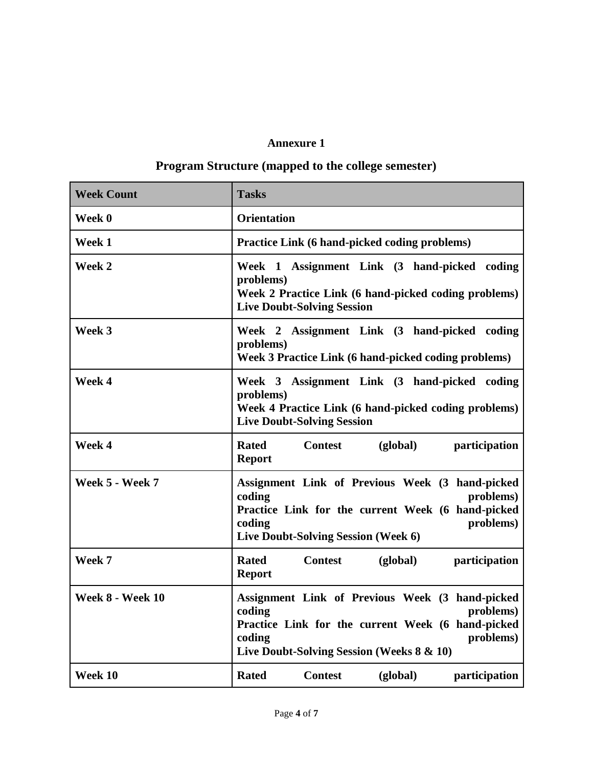**Annexure 1**

## Program Structure (mapped to the college semester)

| Week Count | Tasks |
|---|---|
| **Week 0** | **Orientation** |
| **Week 1** | **Practice Link (6 hand-picked coding problems)** |
| **Week 2** | **Week 1 Assignment Link (3 hand-picked coding problems)**<br>**Week 2 Practice Link (6 hand-picked coding problems)**<br>**Live Doubt-Solving Session** |
| **Week 3** | **Week 2 Assignment Link (3 hand-picked coding problems)**<br>**Week 3 Practice Link (6 hand-picked coding problems)** |
| **Week 4** | **Week 3 Assignment Link (3 hand-picked coding problems)**<br>**Week 4 Practice Link (6 hand-picked coding problems)**<br>**Live Doubt-Solving Session** |
| **Week 4** | **Rated Contest (global) participation Report** |
| **Week 5 - Week 7** | **Assignment Link of Previous Week (3 hand-picked coding problems)**<br>**Practice Link for the current Week (6 hand-picked coding problems)**<br>**Live Doubt-Solving Session (Week 6)** |
| **Week 7** | **Rated Contest (global) participation Report** |
| **Week 8 - Week 10** | **Assignment Link of Previous Week (3 hand-picked coding problems)**<br>**Practice Link for the current Week (6 hand-picked coding problems)**<br>**Live Doubt-Solving Session (Weeks 8 & 10)** |
| **Week 10** | **Rated Contest (global) participation** |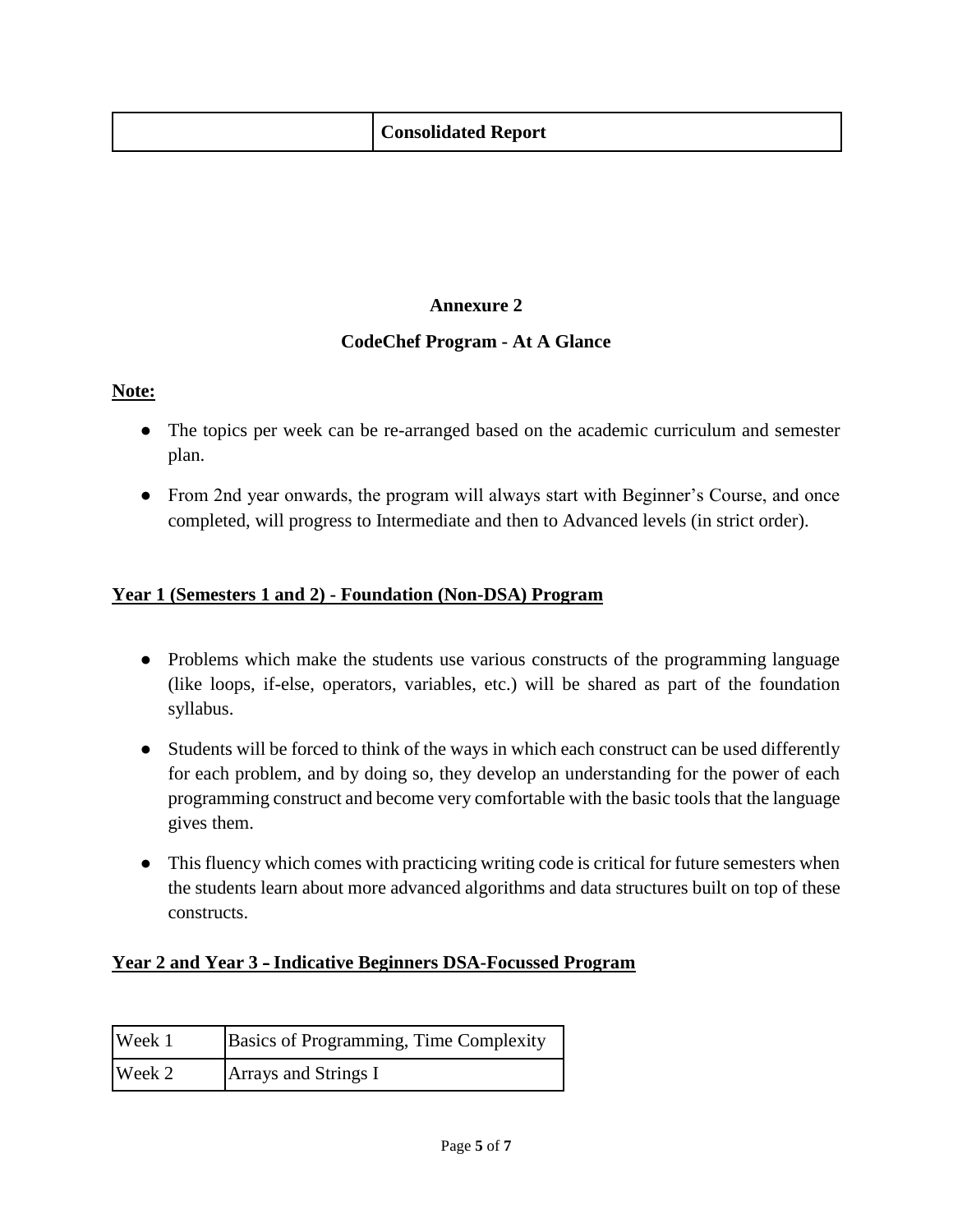|  | **Consolidated Report** |
| --- | --- |

**Annexure 2**

**CodeChef Program - At A Glance**

**Note:**

- The topics per week can be re-arranged based on the academic curriculum and semester plan.
- From 2nd year onwards, the program will always start with Beginner's Course, and once completed, will progress to Intermediate and then to Advanced levels (in strict order).

**Year 1 (Semesters 1 and 2) - Foundation (Non-DSA) Program**

- Problems which make the students use various constructs of the programming language (like loops, if-else, operators, variables, etc.) will be shared as part of the foundation syllabus.
- Students will be forced to think of the ways in which each construct can be used differently for each problem, and by doing so, they develop an understanding for the power of each programming construct and become very comfortable with the basic tools that the language gives them.
- This fluency which comes with practicing writing code is critical for future semesters when the students learn about more advanced algorithms and data structures built on top of these constructs.

**Year 2 and Year 3 – Indicative Beginners DSA-Focussed Program**

| Week 1 | Basics of Programming, Time Complexity |
| --- | --- |
| Week 2 | Arrays and Strings I |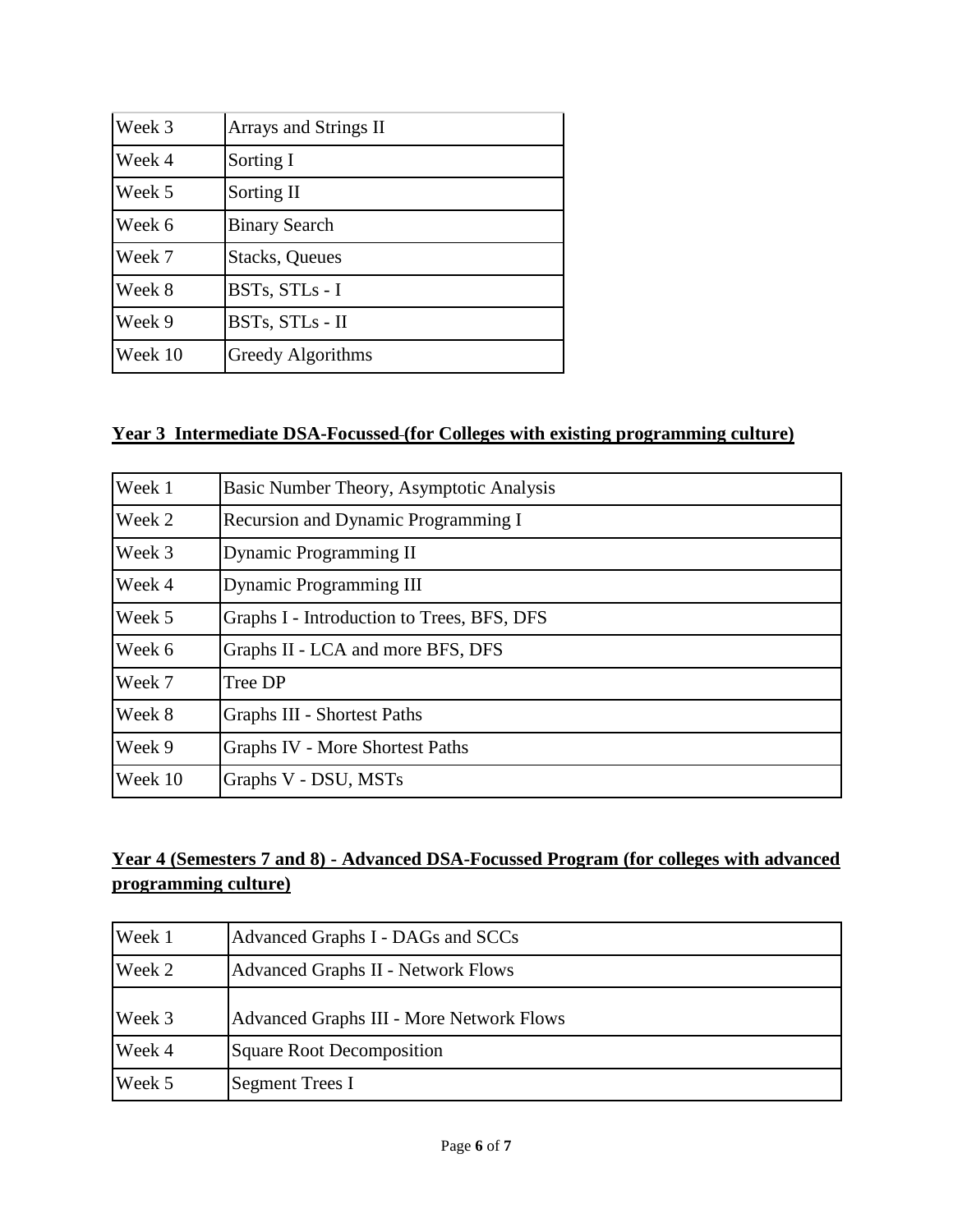| Week 3 | Arrays and Strings II |
|---|---|
| Week 4 | Sorting I |
| Week 5 | Sorting II |
| Week 6 | Binary Search |
| Week 7 | Stacks, Queues |
| Week 8 | BSTs, STLs - I |
| Week 9 | BSTs, STLs - II |
| Week 10 | Greedy Algorithms |

**Year 3 Intermediate DSA-Focussed-(for Colleges with existing programming culture)**

| Week 1 | Basic Number Theory, Asymptotic Analysis |
|---|---|
| Week 2 | Recursion and Dynamic Programming I |
| Week 3 | Dynamic Programming II |
| Week 4 | Dynamic Programming III |
| Week 5 | Graphs I - Introduction to Trees, BFS, DFS |
| Week 6 | Graphs II - LCA and more BFS, DFS |
| Week 7 | Tree DP |
| Week 8 | Graphs III - Shortest Paths |
| Week 9 | Graphs IV - More Shortest Paths |
| Week 10 | Graphs V - DSU, MSTs |

**Year 4 (Semesters 7 and 8) - Advanced DSA-Focussed Program (for colleges with advanced programming culture)**

| Week 1 | Advanced Graphs I - DAGs and SCCs |
|---|---|
| Week 2 | Advanced Graphs II - Network Flows |
| Week 3 | Advanced Graphs III - More Network Flows |
| Week 4 | Square Root Decomposition |
| Week 5 | Segment Trees I |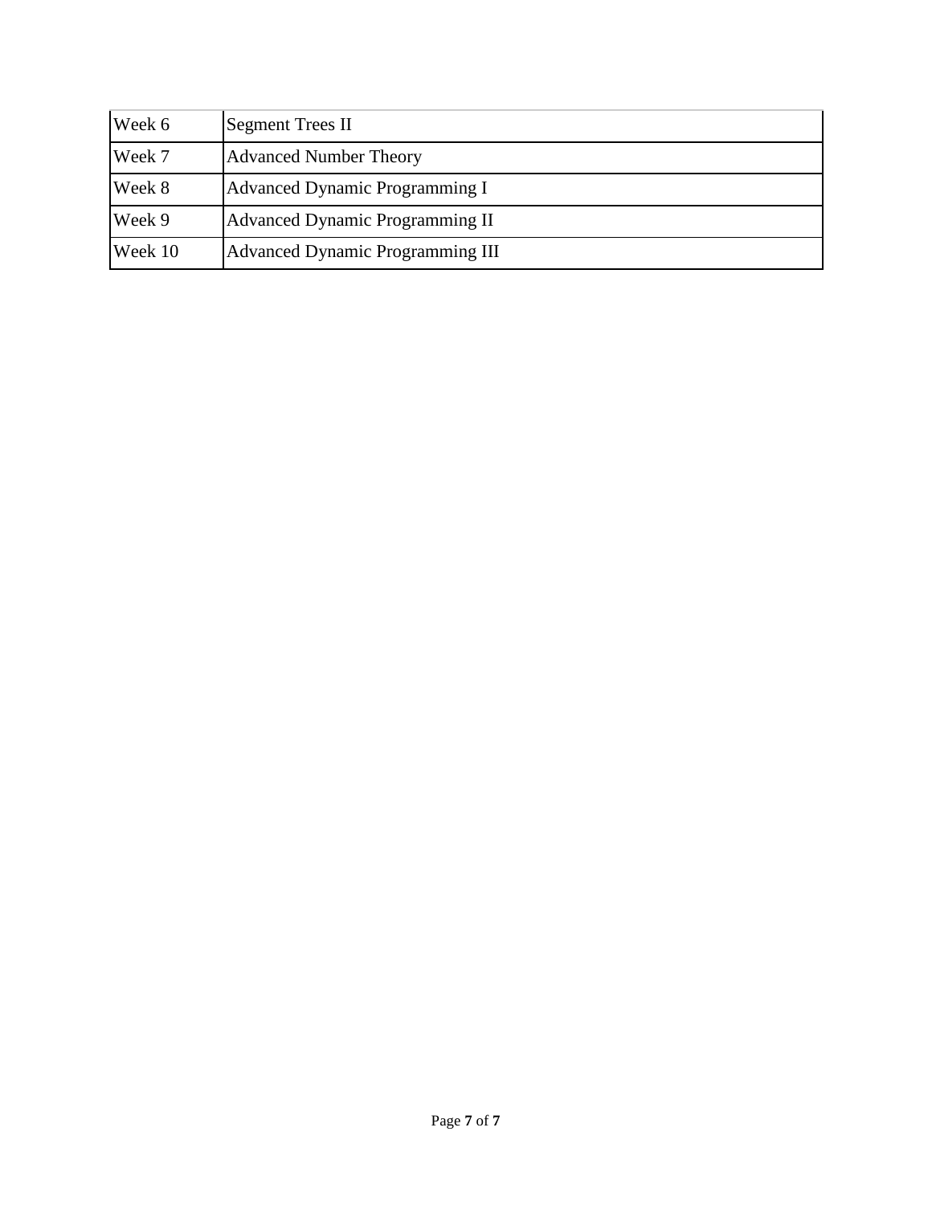| | |
|---|---|
| Week 6 | Segment Trees II |
| Week 7 | Advanced Number Theory |
| Week 8 | Advanced Dynamic Programming I |
| Week 9 | Advanced Dynamic Programming II |
| Week 10 | Advanced Dynamic Programming III |